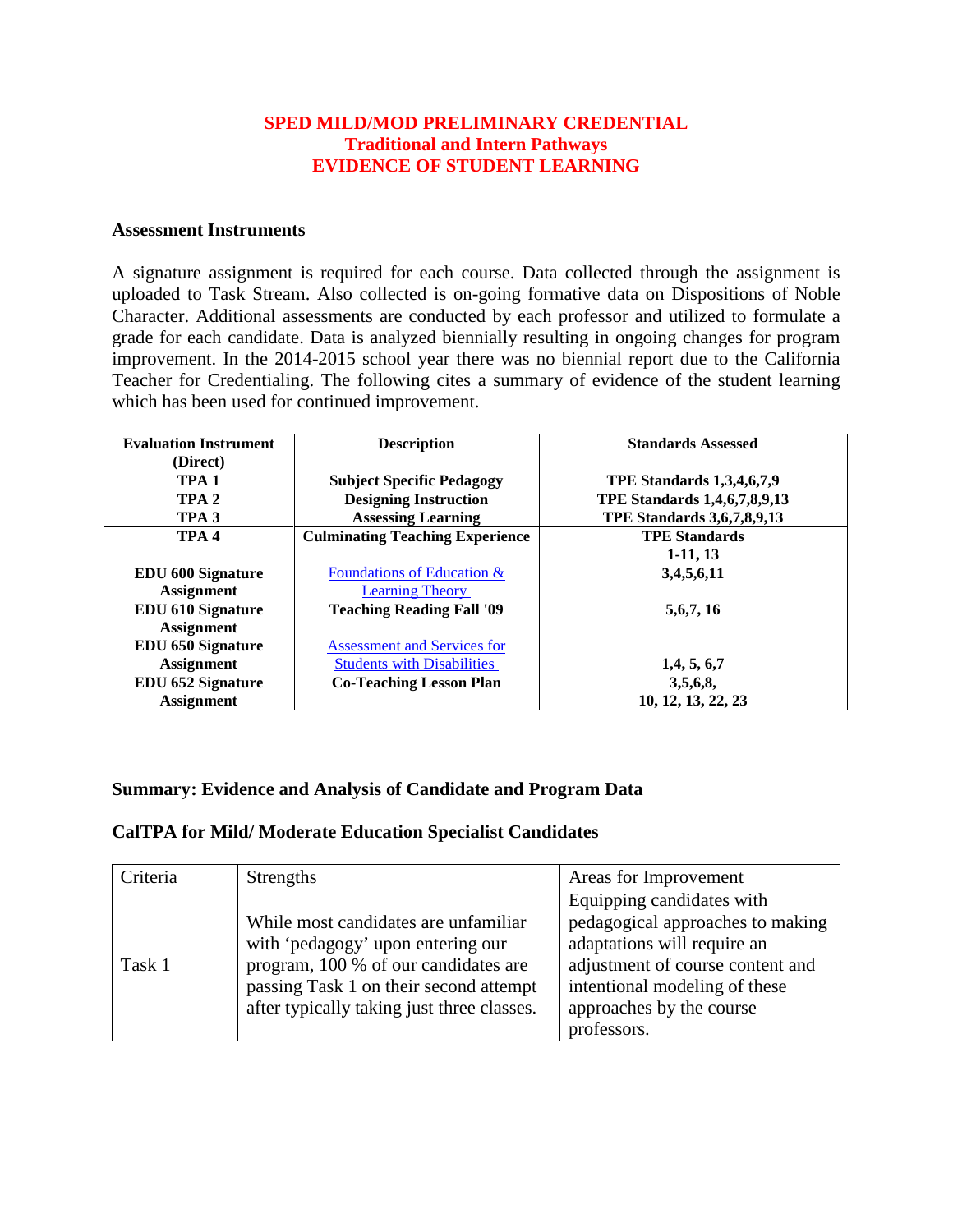# SPED MILD/MOD PRELIMINARY CREDENTIAL
## Traditional and Intern Pathways
## EVIDENCE OF STUDENT LEARNING

**Assessment Instruments**

A signature assignment is required for each course. Data collected through the assignment is uploaded to Task Stream. Also collected is on-going formative data on Dispositions of Noble Character. Additional assessments are conducted by each professor and utilized to formulate a grade for each candidate. Data is analyzed biennially resulting in ongoing changes for program improvement. In the 2014-2015 school year there was no biennial report due to the California Teacher for Credentialing. The following cites a summary of evidence of the student learning which has been used for continued improvement.

| Evaluation Instrument (Direct) | Description | Standards Assessed |
|---|---|---|
| **TPA 1** | **Subject Specific Pedagogy** | **TPE Standards 1,3,4,6,7,9** |
| **TPA 2** | **Designing Instruction** | **TPE Standards 1,4,6,7,8,9,13** |
| **TPA 3** | **Assessing Learning** | **TPE Standards 3,6,7,8,9,13** |
| **TPA 4** | **Culminating Teaching Experience** | **TPE Standards 1-11, 13** |
| **EDU 600 Signature Assignment** | Foundations of Education & Learning Theory | **3,4,5,6,11** |
| **EDU 610 Signature Assignment** | **Teaching Reading Fall '09** | **5,6,7, 16** |
| **EDU 650 Signature Assignment** | Assessment and Services for Students with Disabilities | **1,4, 5, 6,7** |
| **EDU 652 Signature Assignment** | **Co-Teaching Lesson Plan** | **3,5,6,8, 10, 12, 13, 22, 23** |

**Summary: Evidence and Analysis of Candidate and Program Data**

**CalTPA for Mild/ Moderate Education Specialist Candidates**

| Criteria | Strengths | Areas for Improvement |
|---|---|---|
| Task 1 | While most candidates are unfamiliar with 'pedagogy' upon entering our program, 100 % of our candidates are passing Task 1 on their second attempt after typically taking just three classes. | Equipping candidates with pedagogical approaches to making adaptations will require an adjustment of course content and intentional modeling of these approaches by the course professors. |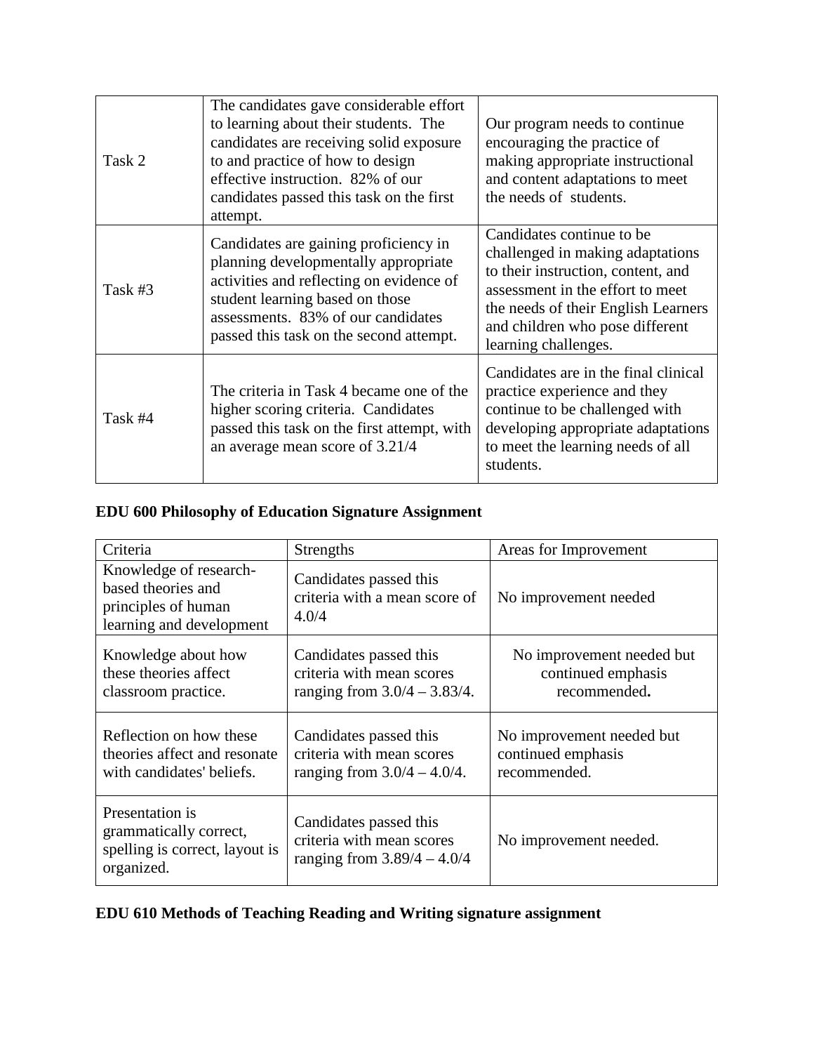| | | |
|---|---|---|
| Task 2 | The candidates gave considerable effort to learning about their students. The candidates are receiving solid exposure to and practice of how to design effective instruction. 82% of our candidates passed this task on the first attempt. | Our program needs to continue encouraging the practice of making appropriate instructional and content adaptations to meet the needs of students. |
| Task #3 | Candidates are gaining proficiency in planning developmentally appropriate activities and reflecting on evidence of student learning based on those assessments. 83% of our candidates passed this task on the second attempt. | Candidates continue to be challenged in making adaptations to their instruction, content, and assessment in the effort to meet the needs of their English Learners and children who pose different learning challenges. |
| Task #4 | The criteria in Task 4 became one of the higher scoring criteria. Candidates passed this task on the first attempt, with an average mean score of 3.21/4 | Candidates are in the final clinical practice experience and they continue to be challenged with developing appropriate adaptations to meet the learning needs of all students. |

**EDU 600 Philosophy of Education Signature Assignment**

| Criteria | Strengths | Areas for Improvement |
|---|---|---|
| Knowledge of research-based theories and principles of human learning and development | Candidates passed this criteria with a mean score of 4.0/4 | No improvement needed |
| Knowledge about how these theories affect classroom practice. | Candidates passed this criteria with mean scores ranging from 3.0/4 – 3.83/4. | No improvement needed but continued emphasis recommended**.** |
| Reflection on how these theories affect and resonate with candidates' beliefs. | Candidates passed this criteria with mean scores ranging from 3.0/4 – 4.0/4. | No improvement needed but continued emphasis recommended. |
| Presentation is grammatically correct, spelling is correct, layout is organized. | Candidates passed this criteria with mean scores ranging from 3.89/4 – 4.0/4 | No improvement needed. |

**EDU 610 Methods of Teaching Reading and Writing signature assignment**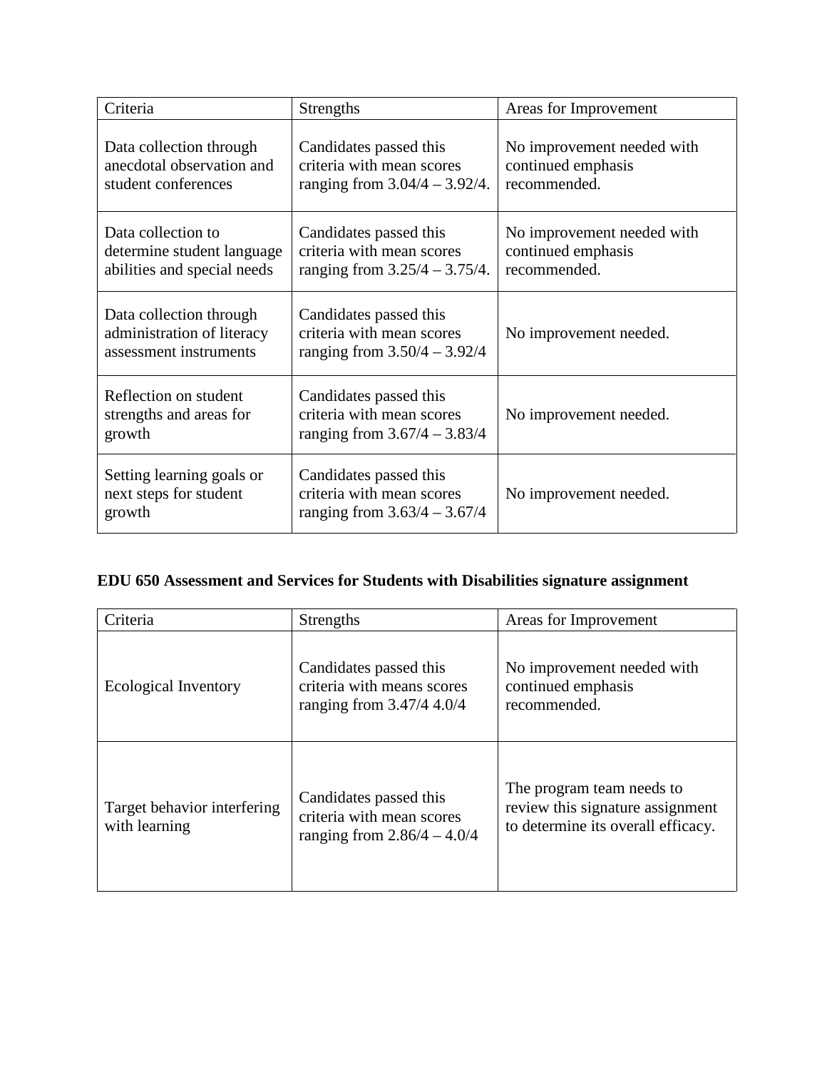| Criteria | Strengths | Areas for Improvement |
| --- | --- | --- |
| Data collection through anecdotal observation and student conferences | Candidates passed this criteria with mean scores ranging from 3.04/4 – 3.92/4. | No improvement needed with continued emphasis recommended. |
| Data collection to determine student language abilities and special needs | Candidates passed this criteria with mean scores ranging from 3.25/4 – 3.75/4. | No improvement needed with continued emphasis recommended. |
| Data collection through administration of literacy assessment instruments | Candidates passed this criteria with mean scores ranging from 3.50/4 – 3.92/4 | No improvement needed. |
| Reflection on student strengths and areas for growth | Candidates passed this criteria with mean scores ranging from 3.67/4 – 3.83/4 | No improvement needed. |
| Setting learning goals or next steps for student growth | Candidates passed this criteria with mean scores ranging from 3.63/4 – 3.67/4 | No improvement needed. |

**EDU 650 Assessment and Services for Students with Disabilities signature assignment**

| Criteria | Strengths | Areas for Improvement |
| --- | --- | --- |
| Ecological Inventory | Candidates passed this criteria with means scores ranging from 3.47/4 4.0/4 | No improvement needed with continued emphasis recommended. |
| Target behavior interfering with learning | Candidates passed this criteria with mean scores ranging from 2.86/4 – 4.0/4 | The program team needs to review this signature assignment to determine its overall efficacy. |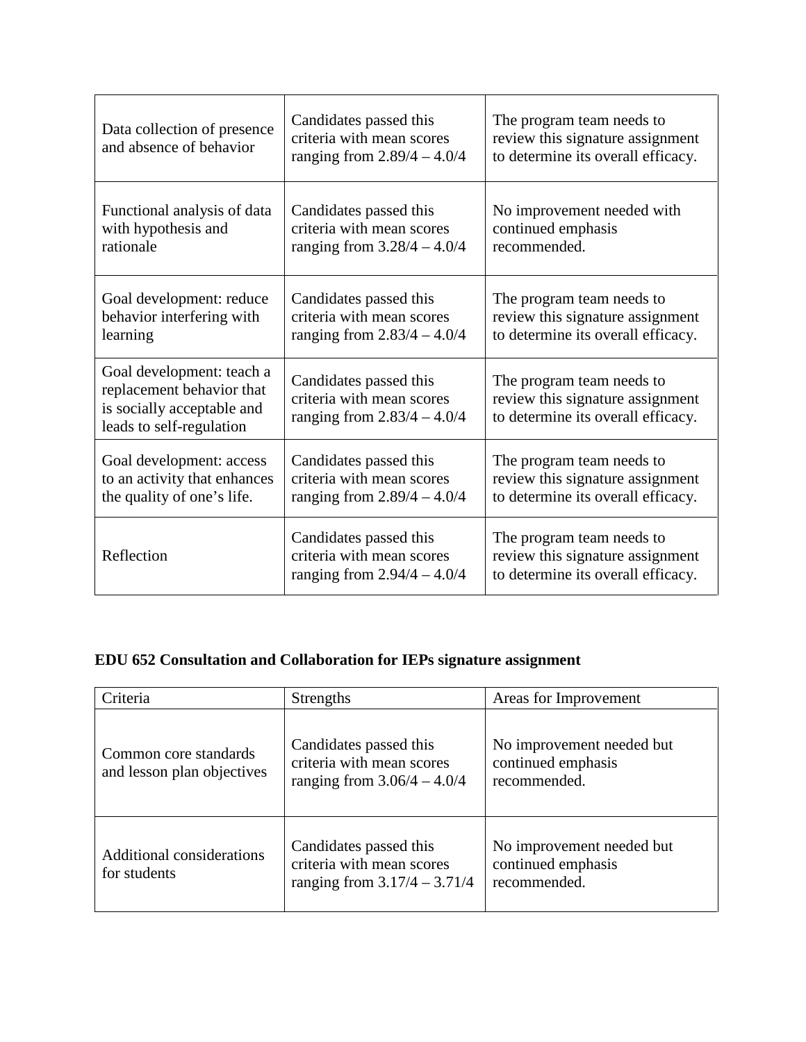| | | |
|---|---|---|
| Data collection of presence and absence of behavior | Candidates passed this criteria with mean scores ranging from 2.89/4 – 4.0/4 | The program team needs to review this signature assignment to determine its overall efficacy. |
| Functional analysis of data with hypothesis and rationale | Candidates passed this criteria with mean scores ranging from 3.28/4 – 4.0/4 | No improvement needed with continued emphasis recommended. |
| Goal development: reduce behavior interfering with learning | Candidates passed this criteria with mean scores ranging from 2.83/4 – 4.0/4 | The program team needs to review this signature assignment to determine its overall efficacy. |
| Goal development: teach a replacement behavior that is socially acceptable and leads to self-regulation | Candidates passed this criteria with mean scores ranging from 2.83/4 – 4.0/4 | The program team needs to review this signature assignment to determine its overall efficacy. |
| Goal development: access to an activity that enhances the quality of one's life. | Candidates passed this criteria with mean scores ranging from 2.89/4 – 4.0/4 | The program team needs to review this signature assignment to determine its overall efficacy. |
| Reflection | Candidates passed this criteria with mean scores ranging from 2.94/4 – 4.0/4 | The program team needs to review this signature assignment to determine its overall efficacy. |

**EDU 652 Consultation and Collaboration for IEPs signature assignment**

| Criteria | Strengths | Areas for Improvement |
|---|---|---|
| Common core standards and lesson plan objectives | Candidates passed this criteria with mean scores ranging from 3.06/4 – 4.0/4 | No improvement needed but continued emphasis recommended. |
| Additional considerations for students | Candidates passed this criteria with mean scores ranging from 3.17/4 – 3.71/4 | No improvement needed but continued emphasis recommended. |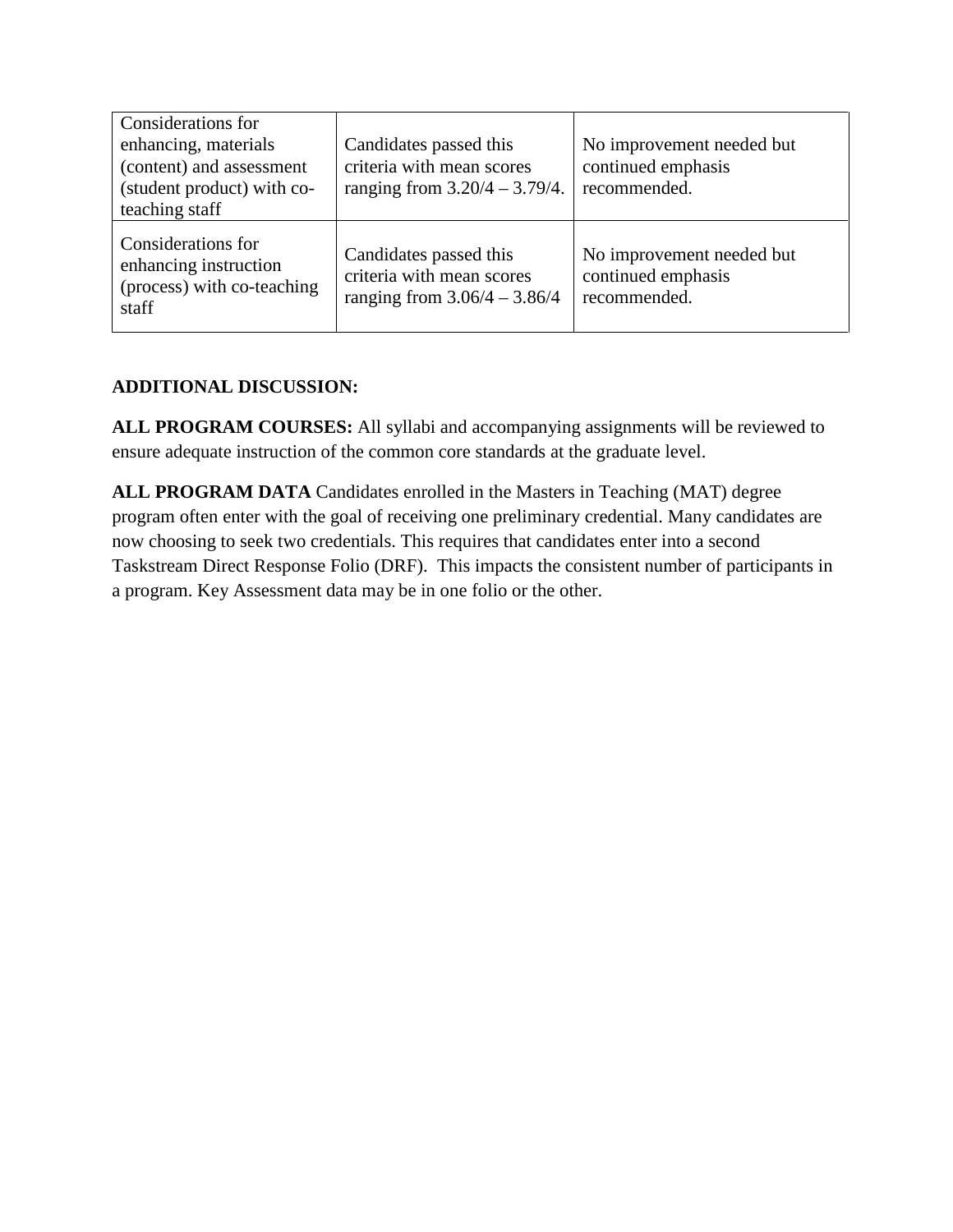| | | |
|---|---|---|
| Considerations for enhancing, materials (content) and assessment (student product) with co-teaching staff | Candidates passed this criteria with mean scores ranging from 3.20/4 – 3.79/4. | No improvement needed but continued emphasis recommended. |
| Considerations for enhancing instruction (process) with co-teaching staff | Candidates passed this criteria with mean scores ranging from 3.06/4 – 3.86/4 | No improvement needed but continued emphasis recommended. |

**ADDITIONAL DISCUSSION:**

**ALL PROGRAM COURSES:** All syllabi and accompanying assignments will be reviewed to ensure adequate instruction of the common core standards at the graduate level.

**ALL PROGRAM DATA** Candidates enrolled in the Masters in Teaching (MAT) degree program often enter with the goal of receiving one preliminary credential. Many candidates are now choosing to seek two credentials. This requires that candidates enter into a second Taskstream Direct Response Folio (DRF). This impacts the consistent number of participants in a program. Key Assessment data may be in one folio or the other.